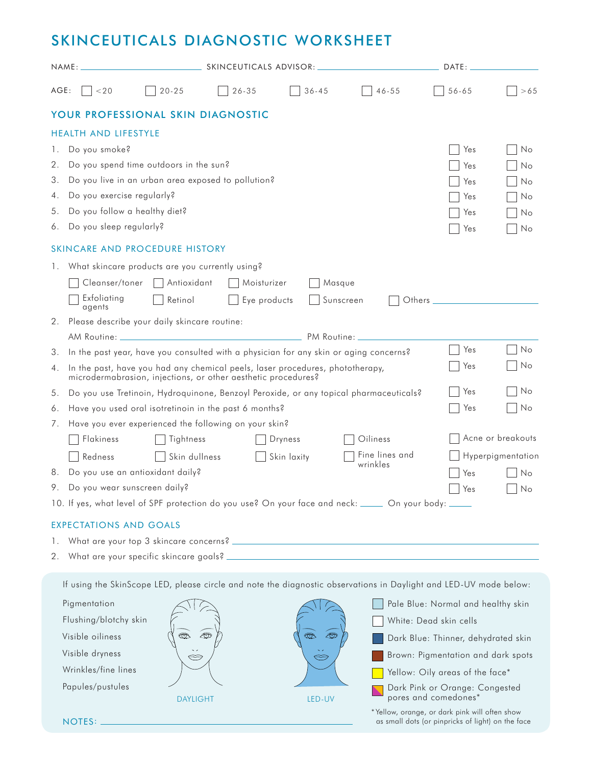# SKINCEUTICALS DIAGNOSTIC WORKSHEET

NAME: ______________________ SKINCEUTICALS ADVISOR: ______________________ DATE: ____________

AGE: ☐ <20 ☐ 20-25 ☐ 26-35 ☐ 36-45 ☐ 46-55 ☐ 56-65 ☐ >65

## YOUR PROFESSIONAL SKIN DIAGNOSTIC

### HEALTH AND LIFESTYLE

1. Do you smoke? ☐ Yes ☐ No
2. Do you spend time outdoors in the sun? ☐ Yes ☐ No
3. Do you live in an urban area exposed to pollution? ☐ Yes ☐ No
4. Do you exercise regularly? ☐ Yes ☐ No
5. Do you follow a healthy diet? ☐ Yes ☐ No
6. Do you sleep regularly? ☐ Yes ☐ No

### SKINCARE AND PROCEDURE HISTORY

1. What skincare products are you currently using?

   ☐ Cleanser/toner ☐ Antioxidant ☐ Moisturizer ☐ Masque

   ☐ Exfoliating agents ☐ Retinol ☐ Eye products ☐ Sunscreen ☐ Others ____________

2. Please describe your daily skincare routine:

   AM Routine: ______________________ PM Routine: ______________________

3. In the past year, have you consulted with a physician for any skin or aging concerns? ☐ Yes ☐ No
4. In the past, have you had any chemical peels, laser procedures, phototherapy, microdermabrasion, injections, or other aesthetic procedures? ☐ Yes ☐ No
5. Do you use Tretinoin, Hydroquinone, Benzoyl Peroxide, or any topical pharmaceuticals? ☐ Yes ☐ No
6. Have you used oral isotretinoin in the past 6 months? ☐ Yes ☐ No
7. Have you ever experienced the following on your skin?

   ☐ Flakiness ☐ Tightness ☐ Dryness ☐ Oiliness ☐ Acne or breakouts

   ☐ Redness ☐ Skin dullness ☐ Skin laxity ☐ Fine lines and wrinkles ☐ Hyperpigmentation

8. Do you use an antioxidant daily? ☐ Yes ☐ No
9. Do you wear sunscreen daily? ☐ Yes ☐ No
10. If yes, what level of SPF protection do you use? On your face and neck: _____ On your body: _____

### EXPECTATIONS AND GOALS

1. What are your top 3 skincare concerns? ______________________
2. What are your specific skincare goals? ______________________

If using the SkinScope LED, please circle and note the diagnostic observations in Daylight and LED-UV mode below:

- Pigmentation
- Flushing/blotchy skin
- Visible oiliness
- Visible dryness
- Wrinkles/fine lines
- Papules/pustules

DAYLIGHT

LED-UV

- Pale Blue: Normal and healthy skin
- White: Dead skin cells
- Dark Blue: Thinner, dehydrated skin
- Brown: Pigmentation and dark spots
- Yellow: Oily areas of the face*
- Dark Pink or Orange: Congested pores and comedones*

*Yellow, orange, or dark pink will often show as small dots (or pinpricks of light) on the face

NOTES: ______________________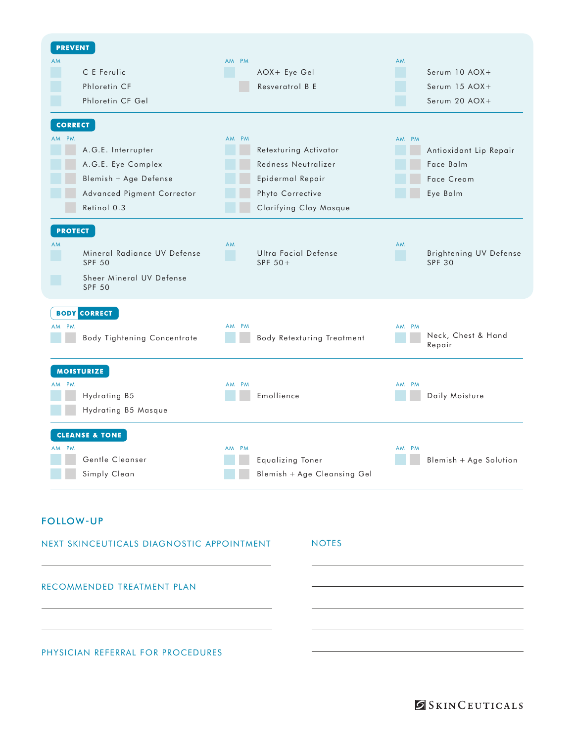## PREVENT

| AM | PM | Product |
|---|---|---|
| ☐ | | C E Ferulic |
| ☐ | | Phloretin CF |
| ☐ | | Phloretin CF Gel |
| ☐ | | AOX+ Eye Gel |
| | ☐ | Resveratrol B E |
| ☐ | | Serum 10 AOX+ |
| ☐ | | Serum 15 AOX+ |
| ☐ | | Serum 20 AOX+ |

## CORRECT

| AM | PM | Product |
|---|---|---|
| ☐ | ☐ | A.G.E. Interrupter |
| ☐ | ☐ | A.G.E. Eye Complex |
| ☐ | ☐ | Blemish + Age Defense |
| ☐ | ☐ | Advanced Pigment Corrector |
| | ☐ | Retinol 0.3 |
| ☐ | ☐ | Retexturing Activator |
| ☐ | ☐ | Redness Neutralizer |
| ☐ | ☐ | Epidermal Repair |
| ☐ | ☐ | Phyto Corrective |
| ☐ | ☐ | Clarifying Clay Masque |
| ☐ | ☐ | Antioxidant Lip Repair |
| ☐ | ☐ | Face Balm |
| ☐ | ☐ | Face Cream |
| ☐ | ☐ | Eye Balm |

## PROTECT

| AM | Product |
|---|---|
| ☐ | Mineral Radiance UV Defense SPF 50 |
| ☐ | Sheer Mineral UV Defense SPF 50 |
| ☐ | Ultra Facial Defense SPF 50+ |
| ☐ | Brightening UV Defense SPF 30 |

## BODY CORRECT

| AM | PM | Product |
|---|---|---|
| ☐ | ☐ | Body Tightening Concentrate |
| ☐ | ☐ | Body Retexturing Treatment |
| ☐ | ☐ | Neck, Chest & Hand Repair |

## MOISTURIZE

| AM | PM | Product |
|---|---|---|
| ☐ | ☐ | Hydrating B5 |
| ☐ | ☐ | Hydrating B5 Masque |
| ☐ | ☐ | Emollience |
| ☐ | ☐ | Daily Moisture |

## CLEANSE & TONE

| AM | PM | Product |
|---|---|---|
| ☐ | ☐ | Gentle Cleanser |
| ☐ | ☐ | Simply Clean |
| ☐ | ☐ | Equalizing Toner |
| ☐ | ☐ | Blemish + Age Cleansing Gel |
| ☐ | ☐ | Blemish + Age Solution |

## FOLLOW-UP

NEXT SKINCEUTICALS DIAGNOSTIC APPOINTMENT

\_\_\_\_\_\_\_\_\_\_\_\_\_\_\_\_\_\_\_\_\_\_\_\_\_\_\_\_\_\_

RECOMMENDED TREATMENT PLAN

\_\_\_\_\_\_\_\_\_\_\_\_\_\_\_\_\_\_\_\_\_\_\_\_\_\_\_\_\_\_

\_\_\_\_\_\_\_\_\_\_\_\_\_\_\_\_\_\_\_\_\_\_\_\_\_\_\_\_\_\_

PHYSICIAN REFERRAL FOR PROCEDURES

\_\_\_\_\_\_\_\_\_\_\_\_\_\_\_\_\_\_\_\_\_\_\_\_\_\_\_\_\_\_

NOTES

\_\_\_\_\_\_\_\_\_\_\_\_\_\_\_\_\_\_\_\_\_\_\_\_\_\_\_\_\_\_

\_\_\_\_\_\_\_\_\_\_\_\_\_\_\_\_\_\_\_\_\_\_\_\_\_\_\_\_\_\_

\_\_\_\_\_\_\_\_\_\_\_\_\_\_\_\_\_\_\_\_\_\_\_\_\_\_\_\_\_\_

\_\_\_\_\_\_\_\_\_\_\_\_\_\_\_\_\_\_\_\_\_\_\_\_\_\_\_\_\_\_

\_\_\_\_\_\_\_\_\_\_\_\_\_\_\_\_\_\_\_\_\_\_\_\_\_\_\_\_\_\_

\_\_\_\_\_\_\_\_\_\_\_\_\_\_\_\_\_\_\_\_\_\_\_\_\_\_\_\_\_\_

SkinCeuticals